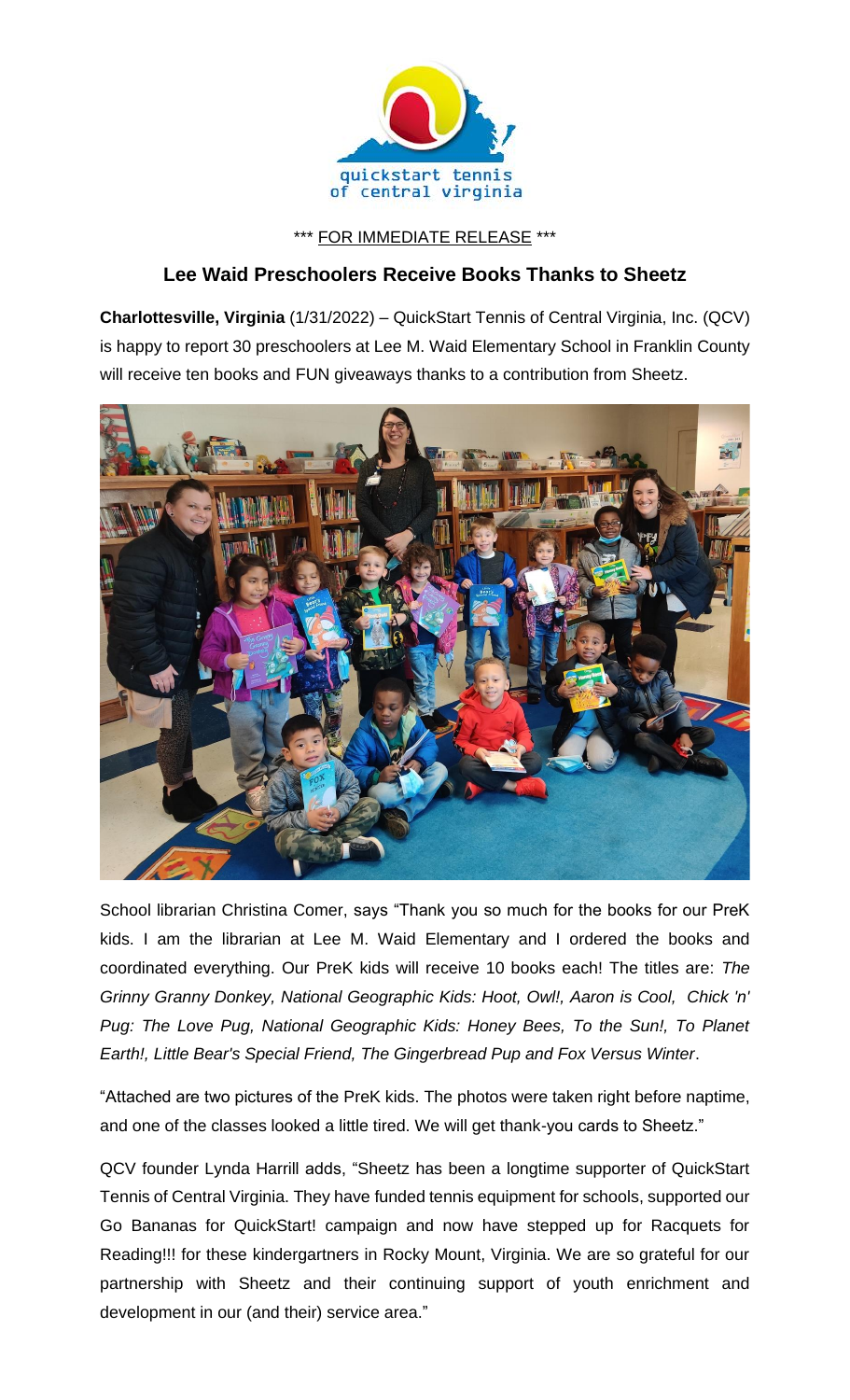quickstart tennis of central virginia

\*\*\* FOR IMMEDIATE RELEASE \*\*\*

## Lee Waid Preschoolers Receive Books Thanks to Sheetz

**Charlottesville, Virginia** (1/31/2022) – QuickStart Tennis of Central Virginia, Inc. (QCV) is happy to report 30 preschoolers at Lee M. Waid Elementary School in Franklin County will receive ten books and FUN giveaways thanks to a contribution from Sheetz.

School librarian Christina Comer, says "Thank you so much for the books for our PreK kids. I am the librarian at Lee M. Waid Elementary and I ordered the books and coordinated everything. Our PreK kids will receive 10 books each! The titles are: *The Grinny Granny Donkey, National Geographic Kids: Hoot, Owl!, Aaron is Cool, Chick 'n' Pug: The Love Pug, National Geographic Kids: Honey Bees, To the Sun!, To Planet Earth!, Little Bear's Special Friend, The Gingerbread Pup and Fox Versus Winter*.

"Attached are two pictures of the PreK kids. The photos were taken right before naptime, and one of the classes looked a little tired. We will get thank-you cards to Sheetz."

QCV founder Lynda Harrill adds, "Sheetz has been a longtime supporter of QuickStart Tennis of Central Virginia. They have funded tennis equipment for schools, supported our Go Bananas for QuickStart! campaign and now have stepped up for Racquets for Reading!!! for these kindergartners in Rocky Mount, Virginia. We are so grateful for our partnership with Sheetz and their continuing support of youth enrichment and development in our (and their) service area."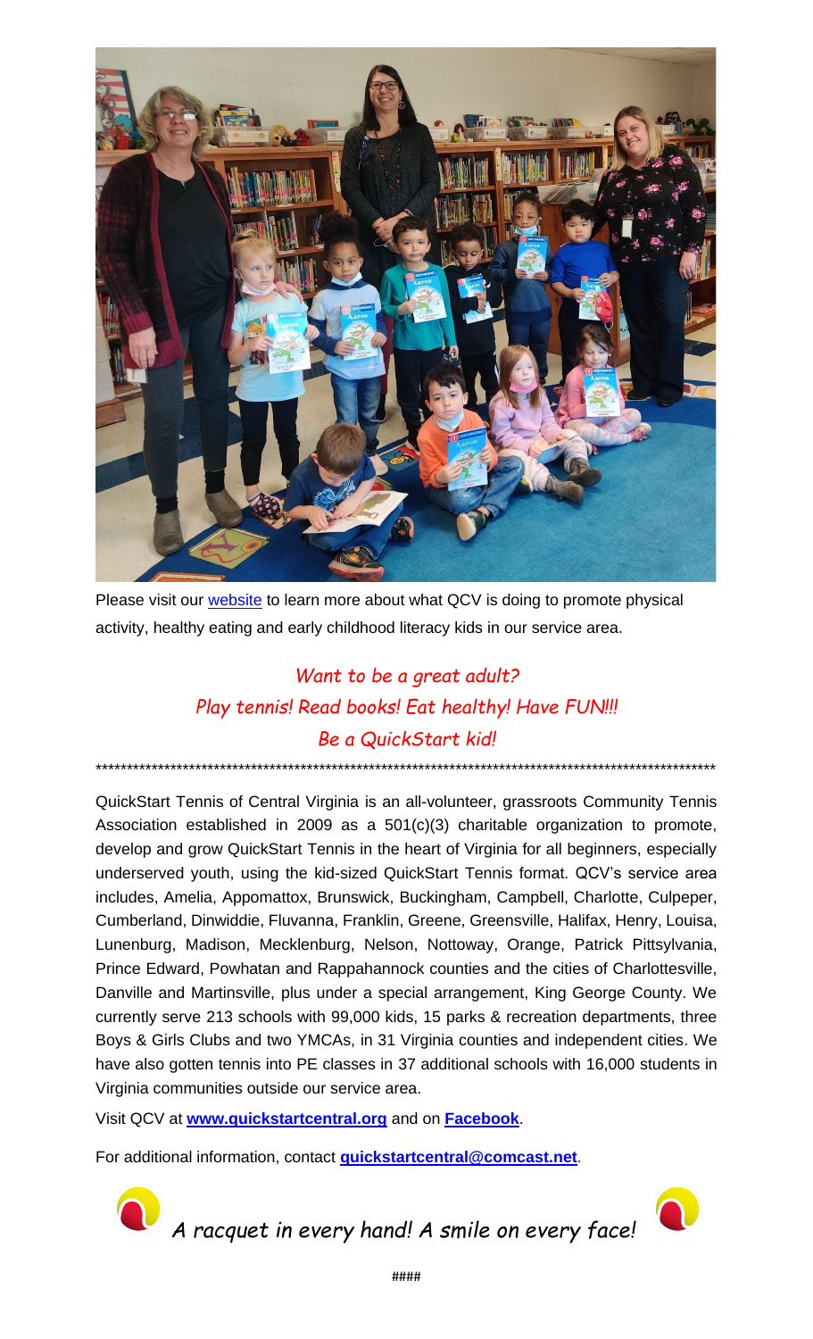Please visit our website to learn more about what QCV is doing to promote physical activity, healthy eating and early childhood literacy kids in our service area.

*Want to be a great adult?*
*Play tennis! Read books! Eat healthy! Have FUN!!!*
*Be a QuickStart kid!*

****************************************************************************************************

QuickStart Tennis of Central Virginia is an all-volunteer, grassroots Community Tennis Association established in 2009 as a 501(c)(3) charitable organization to promote, develop and grow QuickStart Tennis in the heart of Virginia for all beginners, especially underserved youth, using the kid-sized QuickStart Tennis format. QCV's service area includes, Amelia, Appomattox, Brunswick, Buckingham, Campbell, Charlotte, Culpeper, Cumberland, Dinwiddie, Fluvanna, Franklin, Greene, Greensville, Halifax, Henry, Louisa, Lunenburg, Madison, Mecklenburg, Nelson, Nottoway, Orange, Patrick Pittsylvania, Prince Edward, Powhatan and Rappahannock counties and the cities of Charlottesville, Danville and Martinsville, plus under a special arrangement, King George County. We currently serve 213 schools with 99,000 kids, 15 parks & recreation departments, three Boys & Girls Clubs and two YMCAs, in 31 Virginia counties and independent cities. We have also gotten tennis into PE classes in 37 additional schools with 16,000 students in Virginia communities outside our service area.

Visit QCV at **www.quickstartcentral.org** and on **Facebook**.

For additional information, contact **quickstartcentral@comcast.net**.

*A racquet in every hand! A smile on every face!*

####